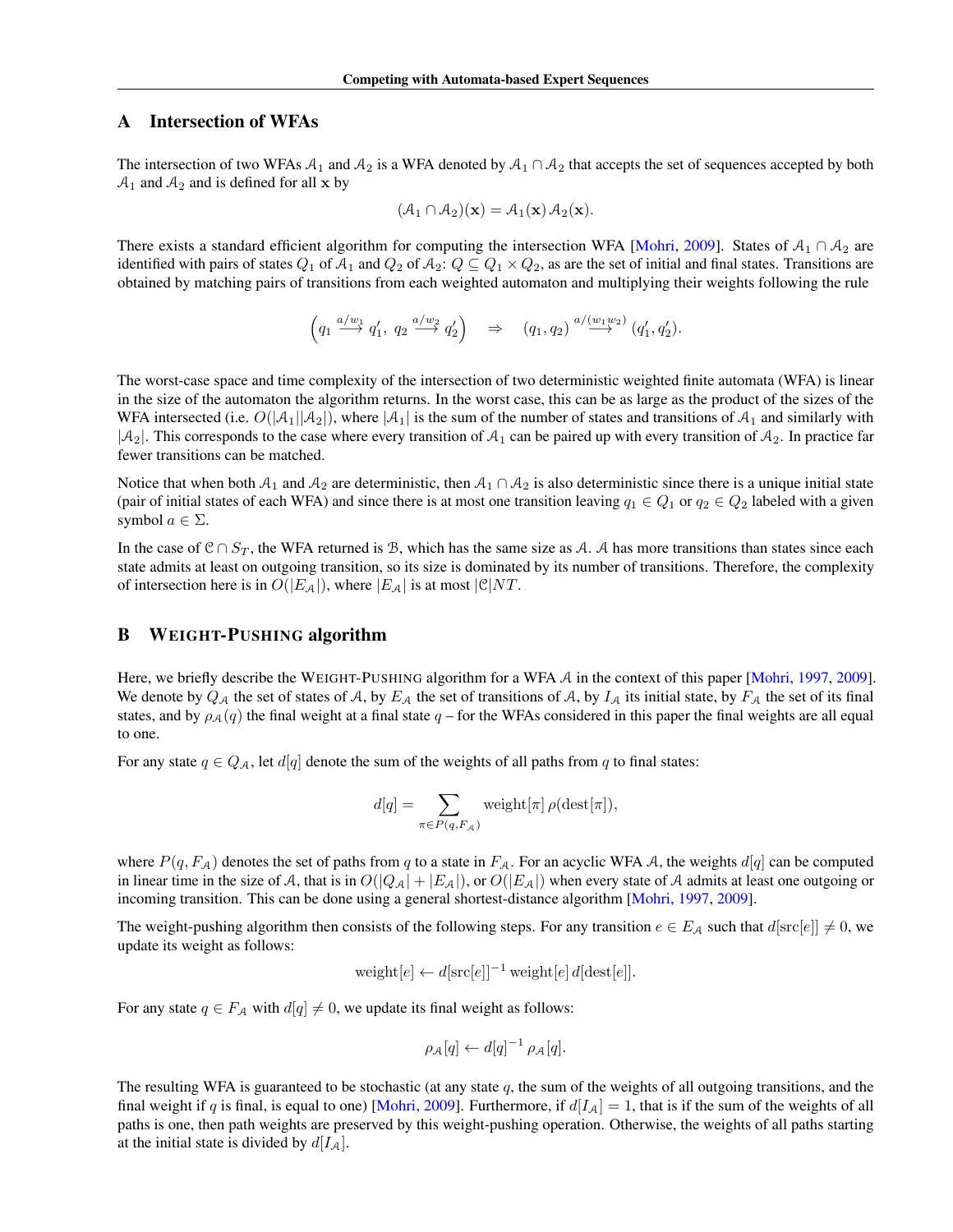## A Intersection of WFAs

The intersection of two WFAs $\mathcal{A}_1$ and $\mathcal{A}_2$ is a WFA denoted by $\mathcal{A}_1 \cap \mathcal{A}_2$ that accepts the set of sequences accepted by both $\mathcal{A}_1$ and $\mathcal{A}_2$ and is defined for all $\mathbf{x}$ by

$$(\mathcal{A}_1 \cap \mathcal{A}_2)(\mathbf{x}) = \mathcal{A}_1(\mathbf{x})\, \mathcal{A}_2(\mathbf{x}).$$

There exists a standard efficient algorithm for computing the intersection WFA [Mohri, 2009]. States of $\mathcal{A}_1 \cap \mathcal{A}_2$ are identified with pairs of states $Q_1$ of $\mathcal{A}_1$ and $Q_2$ of $\mathcal{A}_2$: $Q \subseteq Q_1 \times Q_2$, as are the set of initial and final states. Transitions are obtained by matching pairs of transitions from each weighted automaton and multiplying their weights following the rule

$$\left(q_1 \xrightarrow{a/w_1} q_1',\ q_2 \xrightarrow{a/w_2} q_2'\right) \quad \Rightarrow \quad (q_1, q_2) \xrightarrow{a/(w_1 w_2)} (q_1', q_2').$$

The worst-case space and time complexity of the intersection of two deterministic weighted finite automata (WFA) is linear in the size of the automaton the algorithm returns. In the worst case, this can be as large as the product of the sizes of the WFA intersected (i.e. $O(|\mathcal{A}_1||\mathcal{A}_2|)$, where $|\mathcal{A}_1|$ is the sum of the number of states and transitions of $\mathcal{A}_1$ and similarly with $|\mathcal{A}_2|$. This corresponds to the case where every transition of $\mathcal{A}_1$ can be paired up with every transition of $\mathcal{A}_2$. In practice far fewer transitions can be matched.

Notice that when both $\mathcal{A}_1$ and $\mathcal{A}_2$ are deterministic, then $\mathcal{A}_1 \cap \mathcal{A}_2$ is also deterministic since there is a unique initial state (pair of initial states of each WFA) and since there is at most one transition leaving $q_1 \in Q_1$ or $q_2 \in Q_2$ labeled with a given symbol $a \in \Sigma$.

In the case of $\mathcal{C} \cap S_T$, the WFA returned is $\mathcal{B}$, which has the same size as $\mathcal{A}$. $\mathcal{A}$ has more transitions than states since each state admits at least on outgoing transition, so its size is dominated by its number of transitions. Therefore, the complexity of intersection here is in $O(|E_{\mathcal{A}}|)$, where $|E_{\mathcal{A}}|$ is at most $|\mathcal{C}|NT$.

## B Weight-Pushing algorithm

Here, we briefly describe the Weight-Pushing algorithm for a WFA $\mathcal{A}$ in the context of this paper [Mohri, 1997, 2009]. We denote by $Q_{\mathcal{A}}$ the set of states of $\mathcal{A}$, by $E_{\mathcal{A}}$ the set of transitions of $\mathcal{A}$, by $I_{\mathcal{A}}$ its initial state, by $F_{\mathcal{A}}$ the set of its final states, and by $\rho_{\mathcal{A}}(q)$ the final weight at a final state $q$ – for the WFAs considered in this paper the final weights are all equal to one.

For any state $q \in Q_{\mathcal{A}}$, let $d[q]$ denote the sum of the weights of all paths from $q$ to final states:

$$d[q] = \sum_{\pi \in P(q, F_{\mathcal{A}})} \text{weight}[\pi]\, \rho(\text{dest}[\pi]),$$

where $P(q, F_{\mathcal{A}})$ denotes the set of paths from $q$ to a state in $F_{\mathcal{A}}$. For an acyclic WFA $\mathcal{A}$, the weights $d[q]$ can be computed in linear time in the size of $\mathcal{A}$, that is in $O(|Q_{\mathcal{A}}| + |E_{\mathcal{A}}|)$, or $O(|E_{\mathcal{A}}|)$ when every state of $\mathcal{A}$ admits at least one outgoing or incoming transition. This can be done using a general shortest-distance algorithm [Mohri, 1997, 2009].

The weight-pushing algorithm then consists of the following steps. For any transition $e \in E_{\mathcal{A}}$ such that $d[\text{src}[e]] \neq 0$, we update its weight as follows:

$$\text{weight}[e] \leftarrow d[\text{src}[e]]^{-1}\, \text{weight}[e]\, d[\text{dest}[e]].$$

For any state $q \in F_{\mathcal{A}}$ with $d[q] \neq 0$, we update its final weight as follows:

$$\rho_{\mathcal{A}}[q] \leftarrow d[q]^{-1}\, \rho_{\mathcal{A}}[q].$$

The resulting WFA is guaranteed to be stochastic (at any state $q$, the sum of the weights of all outgoing transitions, and the final weight if $q$ is final, is equal to one) [Mohri, 2009]. Furthermore, if $d[I_{\mathcal{A}}] = 1$, that is if the sum of the weights of all paths is one, then path weights are preserved by this weight-pushing operation. Otherwise, the weights of all paths starting at the initial state is divided by $d[I_{\mathcal{A}}]$.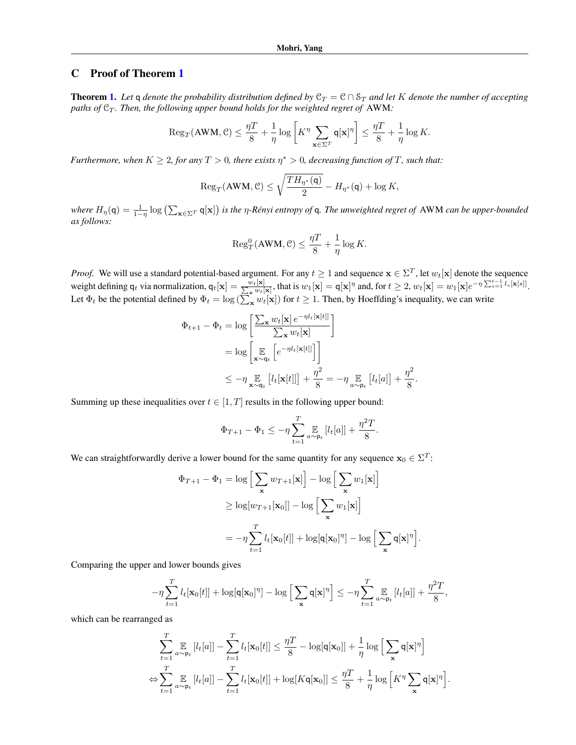## C Proof of Theorem 1

**Theorem 1.** *Let* $\mathsf{q}$ *denote the probability distribution defined by* $\mathcal{C}_T = \mathcal{C} \cap \mathcal{S}_T$ *and let* $K$ *denote the number of accepting paths of* $\mathcal{C}_T$*. Then, the following upper bound holds for the weighted regret of* AWM*:*

$$\mathrm{Reg}_T(\mathrm{AWM}, \mathcal{C}) \leq \frac{\eta T}{8} + \frac{1}{\eta} \log \left[ K^\eta \sum_{\mathbf{x} \in \Sigma^T} \mathsf{q}[\mathbf{x}]^\eta \right] \leq \frac{\eta T}{8} + \frac{1}{\eta} \log K.$$

*Furthermore, when* $K \geq 2$*, for any* $T > 0$*, there exists* $\eta^* > 0$*, decreasing function of* $T$*, such that:*

$$\mathrm{Reg}_T(\mathrm{AWM}, \mathcal{C}) \leq \sqrt{\frac{T H_{\eta^*}(\mathsf{q})}{2}} - H_{\eta^*}(\mathsf{q}) + \log K,$$

*where* $H_\eta(\mathsf{q}) = \frac{1}{1-\eta} \log \left( \sum_{\mathbf{x} \in \Sigma^T} \mathsf{q}[\mathbf{x}] \right)$ *is the* $\eta$*-Rényi entropy of* $\mathsf{q}$*. The unweighted regret of* AWM *can be upper-bounded as follows:*

$$\mathrm{Reg}^0_T(\mathrm{AWM}, \mathcal{C}) \leq \frac{\eta T}{8} + \frac{1}{\eta} \log K.$$

*Proof.* We will use a standard potential-based argument. For any $t \geq 1$ and sequence $\mathbf{x} \in \Sigma^T$, let $w_t[\mathbf{x}]$ denote the sequence weight defining $\mathsf{q}_t$ via normalization, $\mathsf{q}_t[\mathbf{x}] = \frac{w_t[\mathbf{x}]}{\sum_{\mathbf{x}} w_t[\mathbf{x}]}$, that is $w_1[\mathbf{x}] = \mathsf{q}[\mathbf{x}]^\eta$ and, for $t \geq 2$, $w_t[\mathbf{x}] = w_1[\mathbf{x}] e^{-\eta \sum_{s=1}^{t-1} l_s[\mathbf{x}[s]]}$. Let $\Phi_t$ be the potential defined by $\Phi_t = \log \left( \sum_{\mathbf{x}} w_t[\mathbf{x}] \right)$ for $t \geq 1$. Then, by Hoeffding's inequality, we can write

$$\begin{aligned}
\Phi_{t+1} - \Phi_t &= \log \left[ \frac{\sum_{\mathbf{x}} w_t[\mathbf{x}] \, e^{-\eta l_t[\mathbf{x}[t]]}}{\sum_{\mathbf{x}} w_t[\mathbf{x}]} \right] \\
&= \log \left[ \mathop{\mathbb{E}}_{\mathbf{x} \sim \mathsf{q}_t} \left[ e^{-\eta l_t[\mathbf{x}[t]]} \right] \right] \\
&\leq -\eta \mathop{\mathbb{E}}_{\mathbf{x} \sim \mathsf{q}_t} \left[ l_t[\mathbf{x}[t]] \right] + \frac{\eta^2}{8} = -\eta \mathop{\mathbb{E}}_{a \sim \mathsf{p}_t} \left[ l_t[a] \right] + \frac{\eta^2}{8}.
\end{aligned}$$

Summing up these inequalities over $t \in [1, T]$ results in the following upper bound:

$$\Phi_{T+1} - \Phi_1 \leq -\eta \sum_{t=1}^T \mathop{\mathbb{E}}_{a \sim \mathsf{p}_t} \left[ l_t[a] \right] + \frac{\eta^2 T}{8}.$$

We can straightforwardly derive a lower bound for the same quantity for any sequence $\mathbf{x}_0 \in \Sigma^T$:

$$\begin{aligned}
\Phi_{T+1} - \Phi_1 &= \log \Big[ \sum_{\mathbf{x}} w_{T+1}[\mathbf{x}] \Big] - \log \Big[ \sum_{\mathbf{x}} w_1[\mathbf{x}] \Big] \\
&\geq \log[w_{T+1}[\mathbf{x}_0]] - \log \Big[ \sum_{\mathbf{x}} w_1[\mathbf{x}] \Big] \\
&= -\eta \sum_{t=1}^T l_t[\mathbf{x}_0[t]] + \log[\mathsf{q}[\mathbf{x}_0]^\eta] - \log \Big[ \sum_{\mathbf{x}} \mathsf{q}[\mathbf{x}]^\eta \Big].
\end{aligned}$$

Comparing the upper and lower bounds gives

$$-\eta \sum_{t=1}^T l_t[\mathbf{x}_0[t]] + \log[\mathsf{q}[\mathbf{x}_0]^\eta] - \log \Big[ \sum_{\mathbf{x}} \mathsf{q}[\mathbf{x}]^\eta \Big] \leq -\eta \sum_{t=1}^T \mathop{\mathbb{E}}_{a \sim \mathsf{p}_t} \left[ l_t[a] \right] + \frac{\eta^2 T}{8},$$

which can be rearranged as

$$\begin{aligned}
&\sum_{t=1}^T \mathop{\mathbb{E}}_{a \sim \mathsf{p}_t} \left[ l_t[a] \right] - \sum_{t=1}^T l_t[\mathbf{x}_0[t]] \leq \frac{\eta T}{8} - \log[\mathsf{q}[\mathbf{x}_0]] + \frac{1}{\eta} \log \Big[ \sum_{\mathbf{x}} \mathsf{q}[\mathbf{x}]^\eta \Big] \\
\Leftrightarrow &\sum_{t=1}^T \mathop{\mathbb{E}}_{a \sim \mathsf{p}_t} \left[ l_t[a] \right] - \sum_{t=1}^T l_t[\mathbf{x}_0[t]] + \log[K \mathsf{q}[\mathbf{x}_0]] \leq \frac{\eta T}{8} + \frac{1}{\eta} \log \Big[ K^\eta \sum_{\mathbf{x}} \mathsf{q}[\mathbf{x}]^\eta \Big].
\end{aligned}$$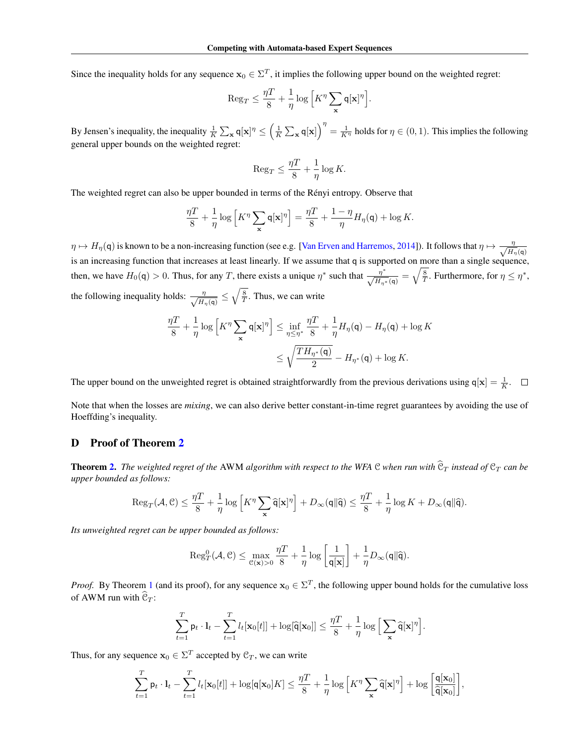Since the inequality holds for any sequence $\mathbf{x}_0 \in \Sigma^T$, it implies the following upper bound on the weighted regret:

$$\mathrm{Reg}_T \leq \frac{\eta T}{8} + \frac{1}{\eta} \log \Big[ K^\eta \sum_{\mathbf{x}} \mathsf{q}[\mathbf{x}]^\eta \Big].$$

By Jensen's inequality, the inequality $\frac{1}{K} \sum_{\mathbf{x}} \mathsf{q}[\mathbf{x}]^\eta \leq \Big( \frac{1}{K} \sum_{\mathbf{x}} \mathsf{q}[\mathbf{x}] \Big)^\eta = \frac{1}{K^\eta}$ holds for $\eta \in (0, 1)$. This implies the following general upper bounds on the weighted regret:

$$\mathrm{Reg}_T \leq \frac{\eta T}{8} + \frac{1}{\eta} \log K.$$

The weighted regret can also be upper bounded in terms of the Rényi entropy. Observe that

$$\frac{\eta T}{8} + \frac{1}{\eta} \log \Big[ K^\eta \sum_{\mathbf{x}} \mathsf{q}[\mathbf{x}]^\eta \Big] = \frac{\eta T}{8} + \frac{1 - \eta}{\eta} H_\eta(\mathsf{q}) + \log K.$$

$\eta \mapsto H_\eta(\mathsf{q})$ is known to be a non-increasing function (see e.g. [Van Erven and Harremos, 2014]). It follows that $\eta \mapsto \frac{\eta}{\sqrt{H_\eta(\mathsf{q})}}$ is an increasing function that increases at least linearly. If we assume that $\mathsf{q}$ is supported on more than a single sequence, then, we have $H_0(\mathsf{q}) > 0$. Thus, for any $T$, there exists a unique $\eta^*$ such that $\frac{\eta^*}{\sqrt{H_{\eta^*}(\mathsf{q})}} = \sqrt{\frac{8}{T}}$. Furthermore, for $\eta \leq \eta^*$, the following inequality holds: $\frac{\eta}{\sqrt{H_\eta(\mathsf{q})}} \leq \sqrt{\frac{8}{T}}$. Thus, we can write

$$\begin{aligned}
\frac{\eta T}{8} + \frac{1}{\eta} \log \Big[ K^\eta \sum_{\mathbf{x}} \mathsf{q}[\mathbf{x}]^\eta \Big] &\leq \inf_{\eta \leq \eta^*} \frac{\eta T}{8} + \frac{1}{\eta} H_\eta(\mathsf{q}) - H_\eta(\mathsf{q}) + \log K \\
&\leq \sqrt{\frac{T H_{\eta^*}(\mathsf{q})}{2}} - H_{\eta^*}(\mathsf{q}) + \log K.
\end{aligned}$$

The upper bound on the unweighted regret is obtained straightforwardly from the previous derivations using $\mathsf{q}[\mathbf{x}] = \frac{1}{K}$. □

Note that when the losses are *mixing*, we can also derive better constant-in-time regret guarantees by avoiding the use of Hoeffding's inequality.

## D Proof of Theorem 2

**Theorem 2.** *The weighted regret of the* AWM *algorithm with respect to the WFA $\mathcal{C}$ when run with $\widehat{\mathcal{C}}_T$ instead of $\mathcal{C}_T$ can be upper bounded as follows:*

$$\mathrm{Reg}_T(\mathcal{A}, \mathcal{C}) \leq \frac{\eta T}{8} + \frac{1}{\eta} \log \Big[ K^\eta \sum_{\mathbf{x}} \widehat{\mathsf{q}}[\mathbf{x}]^\eta \Big] + D_\infty(\mathsf{q} \| \widehat{\mathsf{q}}) \leq \frac{\eta T}{8} + \frac{1}{\eta} \log K + D_\infty(\mathsf{q} \| \widehat{\mathsf{q}}).$$

*Its unweighted regret can be upper bounded as follows:*

$$\mathrm{Reg}^0_T(\mathcal{A}, \mathcal{C}) \leq \max_{\mathcal{C}(\mathbf{x}) > 0} \frac{\eta T}{8} + \frac{1}{\eta} \log \Big[ \frac{1}{\mathsf{q}[\mathbf{x}]} \Big] + \frac{1}{\eta} D_\infty(\mathsf{q} \| \widehat{\mathsf{q}}).$$

*Proof.* By Theorem 1 (and its proof), for any sequence $\mathbf{x}_0 \in \Sigma^T$, the following upper bound holds for the cumulative loss of AWM run with $\widehat{\mathcal{C}}_T$:

$$\sum_{t=1}^T \mathsf{p}_t \cdot \mathbf{l}_t - \sum_{t=1}^T l_t[\mathbf{x}_0[t]] + \log[\widehat{\mathsf{q}}[\mathbf{x}_0]] \leq \frac{\eta T}{8} + \frac{1}{\eta} \log \Big[ \sum_{\mathbf{x}} \widehat{\mathsf{q}}[\mathbf{x}]^\eta \Big].$$

Thus, for any sequence $\mathbf{x}_0 \in \Sigma^T$ accepted by $\mathcal{C}_T$, we can write

$$\sum_{t=1}^T \mathsf{p}_t \cdot \mathbf{l}_t - \sum_{t=1}^T l_t[\mathbf{x}_0[t]] + \log[\mathsf{q}[\mathbf{x}_0] K] \leq \frac{\eta T}{8} + \frac{1}{\eta} \log \Big[ K^\eta \sum_{\mathbf{x}} \widehat{\mathsf{q}}[\mathbf{x}]^\eta \Big] + \log \Big[ \frac{\mathsf{q}[\mathbf{x}_0]}{\widehat{\mathsf{q}}[\mathbf{x}_0]} \Big],$$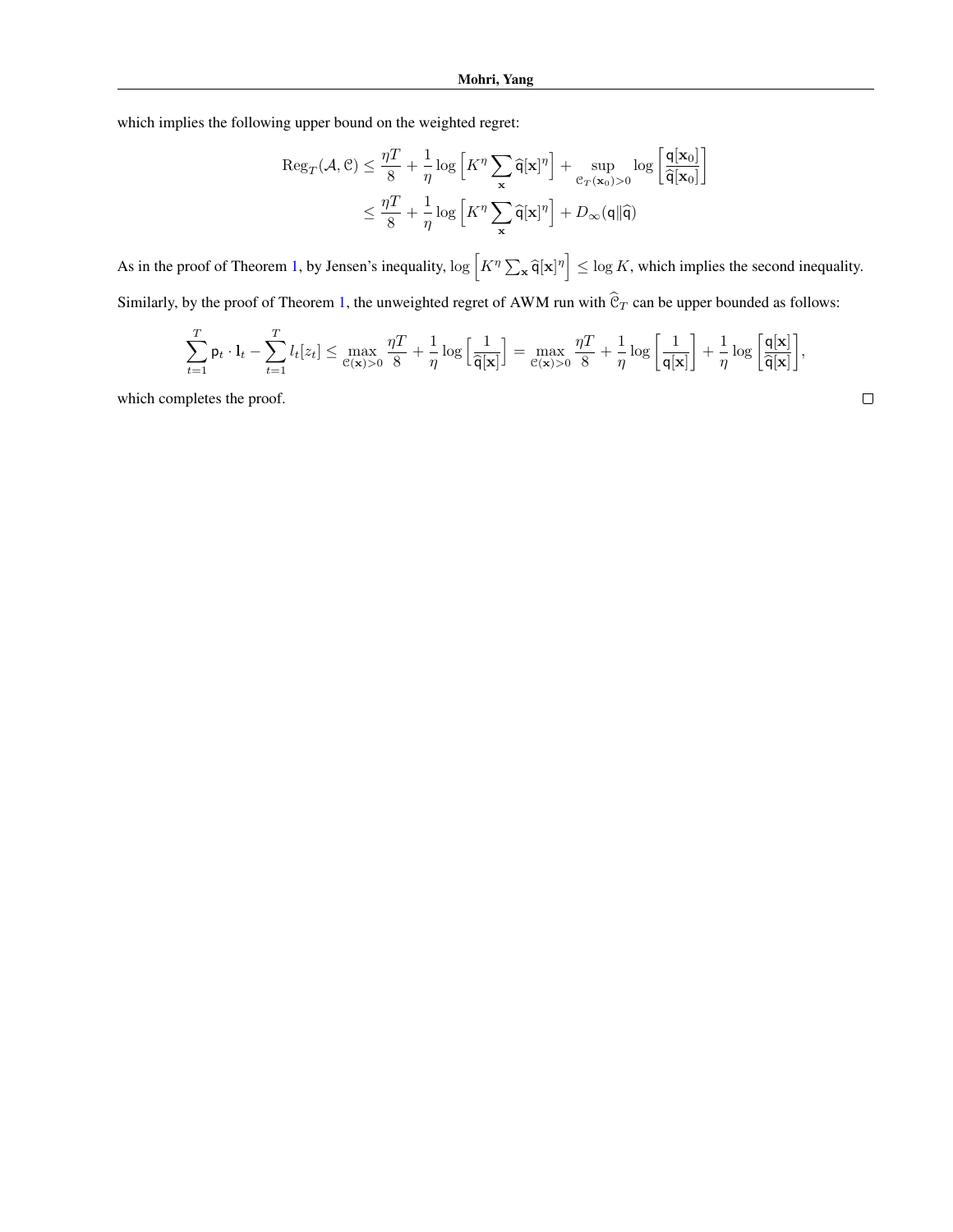which implies the following upper bound on the weighted regret:

$$
\begin{aligned}
\mathrm{Reg}_T(\mathcal{A}, \mathcal{C}) &\leq \frac{\eta T}{8} + \frac{1}{\eta} \log \left[ K^\eta \sum_{\mathbf{x}} \widehat{\mathsf{q}}[\mathbf{x}]^\eta \right] + \sup_{\mathcal{C}_T(\mathbf{x}_0) > 0} \log \left[ \frac{\mathsf{q}[\mathbf{x}_0]}{\widehat{\mathsf{q}}[\mathbf{x}_0]} \right] \\
&\leq \frac{\eta T}{8} + \frac{1}{\eta} \log \left[ K^\eta \sum_{\mathbf{x}} \widehat{\mathsf{q}}[\mathbf{x}]^\eta \right] + D_\infty(\mathsf{q} \| \widehat{\mathsf{q}})
\end{aligned}
$$

As in the proof of Theorem 1, by Jensen's inequality, $\log \left[ K^\eta \sum_{\mathbf{x}} \widehat{\mathsf{q}}[\mathbf{x}]^\eta \right] \leq \log K$, which implies the second inequality.

Similarly, by the proof of Theorem 1, the unweighted regret of AWM run with $\widehat{\mathcal{C}}_T$ can be upper bounded as follows:

$$
\sum_{t=1}^T \mathsf{p}_t \cdot \mathbf{l}_t - \sum_{t=1}^T l_t[z_t] \leq \max_{\mathcal{C}(\mathbf{x}) > 0} \frac{\eta T}{8} + \frac{1}{\eta} \log \left[ \frac{1}{\widehat{\mathsf{q}}[\mathbf{x}]} \right] = \max_{\mathcal{C}(\mathbf{x}) > 0} \frac{\eta T}{8} + \frac{1}{\eta} \log \left[ \frac{1}{\mathsf{q}[\mathbf{x}]} \right] + \frac{1}{\eta} \log \left[ \frac{\mathsf{q}[\mathbf{x}]}{\widehat{\mathsf{q}}[\mathbf{x}]} \right],
$$

which completes the proof. □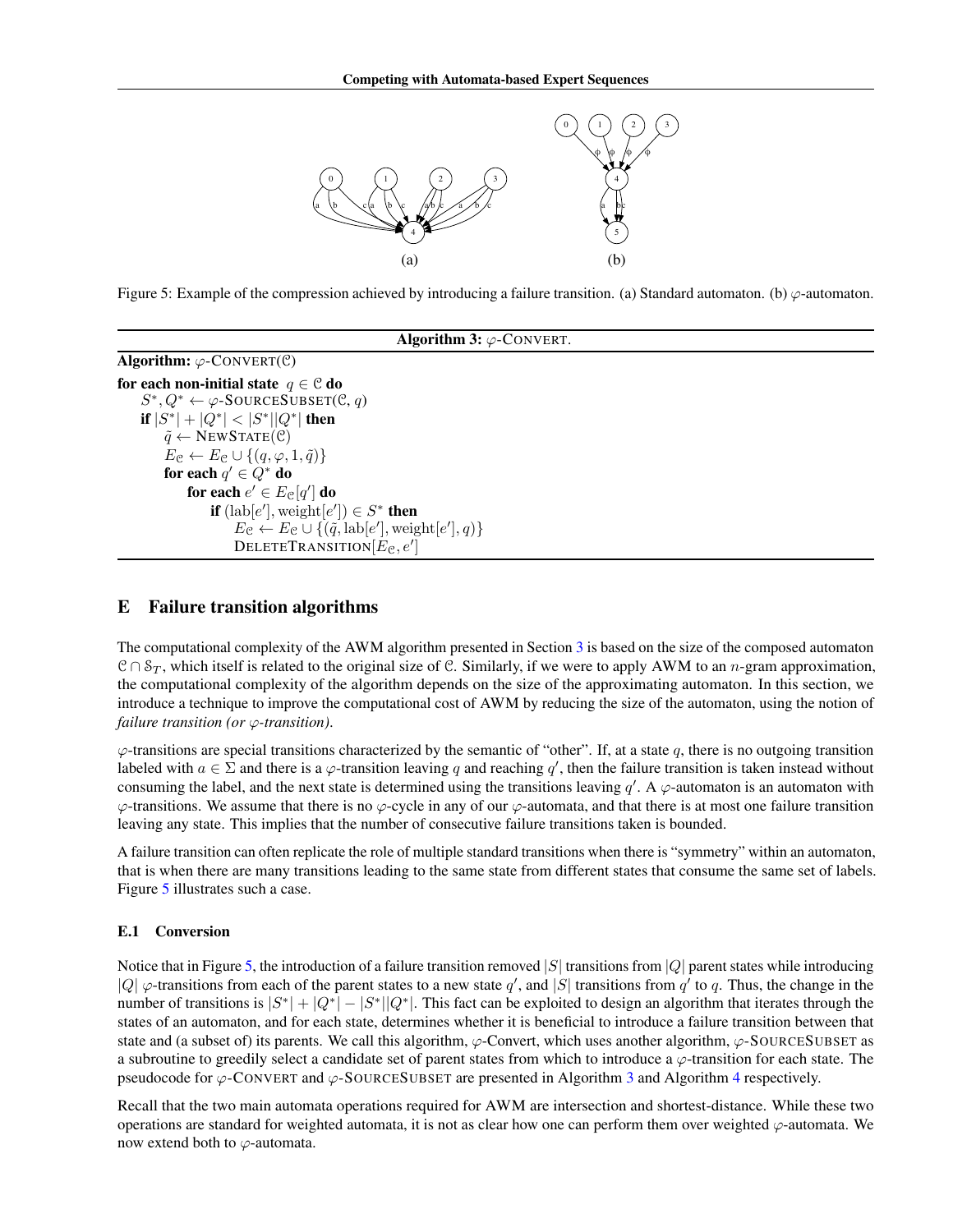Figure 5: Example of the compression achieved by introducing a failure transition. (a) Standard automaton. (b) $\varphi$-automaton.

**Algorithm 3:** $\varphi$-CONVERT.

```
Algorithm: φ-CONVERT(𝒞)
for each non-initial state q ∈ 𝒞 do
    S*, Q* ← φ-SOURCESUBSET(𝒞, q)
    if |S*| + |Q*| < |S*||Q*| then
        q̃ ← NEWSTATE(𝒞)
        E_𝒞 ← E_𝒞 ∪ {(q, φ, 1, q̃)}
        for each q' ∈ Q* do
            for each e' ∈ E_𝒞[q'] do
                if (lab[e'], weight[e']) ∈ S* then
                    E_𝒞 ← E_𝒞 ∪ {(q̃, lab[e'], weight[e'], q)}
                    DELETETRANSITION[E_𝒞, e']
```

# E Failure transition algorithms

The computational complexity of the AWM algorithm presented in Section 3 is based on the size of the composed automaton $\mathcal{C} \cap \mathcal{S}_T$, which itself is related to the original size of $\mathcal{C}$. Similarly, if we were to apply AWM to an $n$-gram approximation, the computational complexity of the algorithm depends on the size of the approximating automaton. In this section, we introduce a technique to improve the computational cost of AWM by reducing the size of the automaton, using the notion of *failure transition (or $\varphi$-transition)*.

$\varphi$-transitions are special transitions characterized by the semantic of "other". If, at a state $q$, there is no outgoing transition labeled with $a \in \Sigma$ and there is a $\varphi$-transition leaving $q$ and reaching $q'$, then the failure transition is taken instead without consuming the label, and the next state is determined using the transitions leaving $q'$. A $\varphi$-automaton is an automaton with $\varphi$-transitions. We assume that there is no $\varphi$-cycle in any of our $\varphi$-automata, and that there is at most one failure transition leaving any state. This implies that the number of consecutive failure transitions taken is bounded.

A failure transition can often replicate the role of multiple standard transitions when there is "symmetry" within an automaton, that is when there are many transitions leading to the same state from different states that consume the same set of labels. Figure 5 illustrates such a case.

## E.1 Conversion

Notice that in Figure 5, the introduction of a failure transition removed $|S|$ transitions from $|Q|$ parent states while introducing $|Q|$ $\varphi$-transitions from each of the parent states to a new state $q'$, and $|S|$ transitions from $q'$ to $q$. Thus, the change in the number of transitions is $|S^*| + |Q^*| - |S^*||Q^*|$. This fact can be exploited to design an algorithm that iterates through the states of an automaton, and for each state, determines whether it is beneficial to introduce a failure transition between that state and (a subset of) its parents. We call this algorithm, $\varphi$-Convert, which uses another algorithm, $\varphi$-SOURCESUBSET as a subroutine to greedily select a candidate set of parent states from which to introduce a $\varphi$-transition for each state. The pseudocode for $\varphi$-CONVERT and $\varphi$-SOURCESUBSET are presented in Algorithm 3 and Algorithm 4 respectively.

Recall that the two main automata operations required for AWM are intersection and shortest-distance. While these two operations are standard for weighted automata, it is not as clear how one can perform them over weighted $\varphi$-automata. We now extend both to $\varphi$-automata.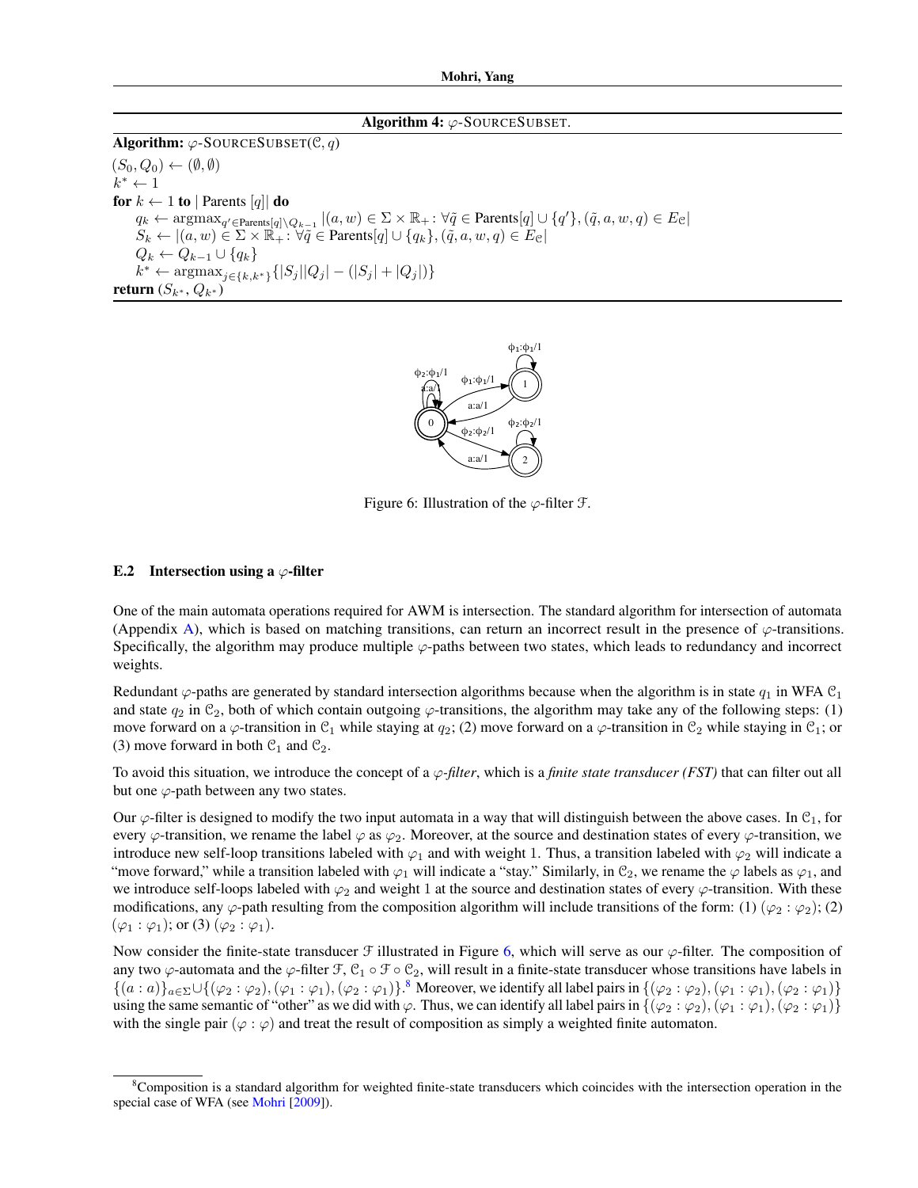**Algorithm 4:** $\varphi$-SOURCESUBSET.

**Algorithm:** $\varphi$-SOURCESUBSET($\mathcal{C}, q$)

$(S_0, Q_0) \leftarrow (\emptyset, \emptyset)$
$k^* \leftarrow 1$
**for** $k \leftarrow 1$ **to** $|\text{ Parents }[q]|$ **do**
  $q_k \leftarrow \text{argmax}_{q' \in \text{Parents}[q] \setminus Q_{k-1}} |(a, w) \in \Sigma \times \mathbb{R}_+ \colon \forall \tilde{q} \in \text{Parents}[q] \cup \{q'\}, (\tilde{q}, a, w, q) \in E_{\mathcal{C}}|$
  $S_k \leftarrow |(a, w) \in \Sigma \times \mathbb{R}_+ \colon \forall \tilde{q} \in \text{Parents}[q] \cup \{q_k\}, (\tilde{q}, a, w, q) \in E_{\mathcal{C}}|$
  $Q_k \leftarrow Q_{k-1} \cup \{q_k\}$
  $k^* \leftarrow \text{argmax}_{j \in \{k, k^*\}} \{|S_j||Q_j| - (|S_j| + |Q_j|)\}$
**return** $(S_{k^*}, Q_{k^*})$

Figure 6: Illustration of the $\varphi$-filter $\mathcal{F}$.

### E.2 Intersection using a $\varphi$-filter

One of the main automata operations required for AWM is intersection. The standard algorithm for intersection of automata (Appendix A), which is based on matching transitions, can return an incorrect result in the presence of $\varphi$-transitions. Specifically, the algorithm may produce multiple $\varphi$-paths between two states, which leads to redundancy and incorrect weights.

Redundant $\varphi$-paths are generated by standard intersection algorithms because when the algorithm is in state $q_1$ in WFA $\mathcal{C}_1$ and state $q_2$ in $\mathcal{C}_2$, both of which contain outgoing $\varphi$-transitions, the algorithm may take any of the following steps: (1) move forward on a $\varphi$-transition in $\mathcal{C}_1$ while staying at $q_2$; (2) move forward on a $\varphi$-transition in $\mathcal{C}_2$ while staying in $\mathcal{C}_1$; or (3) move forward in both $\mathcal{C}_1$ and $\mathcal{C}_2$.

To avoid this situation, we introduce the concept of a *$\varphi$-filter*, which is a *finite state transducer (FST)* that can filter out all but one $\varphi$-path between any two states.

Our $\varphi$-filter is designed to modify the two input automata in a way that will distinguish between the above cases. In $\mathcal{C}_1$, for every $\varphi$-transition, we rename the label $\varphi$ as $\varphi_2$. Moreover, at the source and destination states of every $\varphi$-transition, we introduce new self-loop transitions labeled with $\varphi_1$ and with weight 1. Thus, a transition labeled with $\varphi_2$ will indicate a "move forward," while a transition labeled with $\varphi_1$ will indicate a "stay." Similarly, in $\mathcal{C}_2$, we rename the $\varphi$ labels as $\varphi_1$, and we introduce self-loops labeled with $\varphi_2$ and weight 1 at the source and destination states of every $\varphi$-transition. With these modifications, any $\varphi$-path resulting from the composition algorithm will include transitions of the form: (1) $(\varphi_2 : \varphi_2)$; (2) $(\varphi_1 : \varphi_1)$; or (3) $(\varphi_2 : \varphi_1)$.

Now consider the finite-state transducer $\mathcal{F}$ illustrated in Figure 6, which will serve as our $\varphi$-filter. The composition of any two $\varphi$-automata and the $\varphi$-filter $\mathcal{F}$, $\mathcal{C}_1 \circ \mathcal{F} \circ \mathcal{C}_2$, will result in a finite-state transducer whose transitions have labels in $\{(a : a)\}_{a \in \Sigma} \cup \{(\varphi_2 : \varphi_2), (\varphi_1 : \varphi_1), (\varphi_2 : \varphi_1)\}$.[8] Moreover, we identify all label pairs in $\{(\varphi_2 : \varphi_2), (\varphi_1 : \varphi_1), (\varphi_2 : \varphi_1)\}$ using the same semantic of "other" as we did with $\varphi$. Thus, we can identify all label pairs in $\{(\varphi_2 : \varphi_2), (\varphi_1 : \varphi_1), (\varphi_2 : \varphi_1)\}$ with the single pair $(\varphi : \varphi)$ and treat the result of composition as simply a weighted finite automaton.

[8] Composition is a standard algorithm for weighted finite-state transducers which coincides with the intersection operation in the special case of WFA (see Mohri [2009]).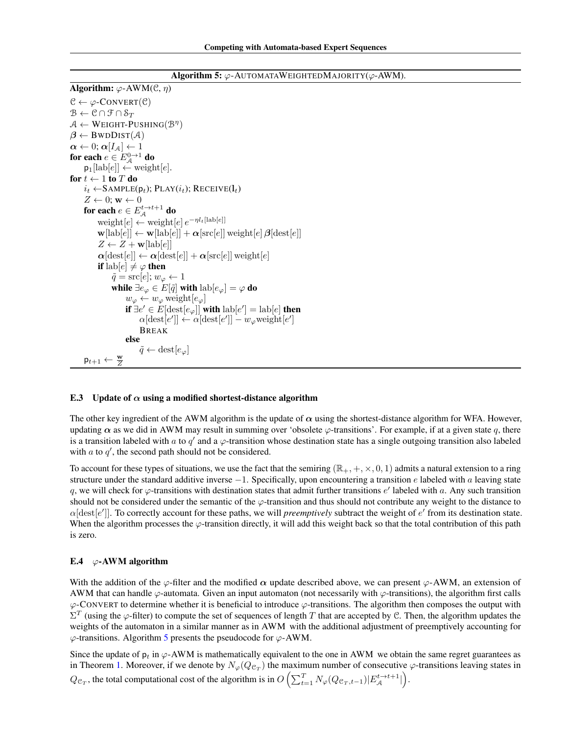**Algorithm 5:** $\varphi$-AUTOMATAWEIGHTEDMAJORITY($\varphi$-AWM).

```
Algorithm: φ-AWM(𝒞, η)
𝒞 ← φ-CONVERT(𝒞)
ℬ ← 𝒞 ∩ ℱ ∩ 𝒮_T
𝒜 ← WEIGHT-PUSHING(ℬ^η)
β ← BWDDIST(𝒜)
α ← 0; α[I_𝒜] ← 1
for each e ∈ E_𝒜^{0→1} do
    p_1[lab[e]] ← weight[e].
for t ← 1 to T do
    i_t ← SAMPLE(p_t); PLAY(i_t); RECEIVE(l_t)
    Z ← 0; w ← 0
    for each e ∈ E_𝒜^{t→t+1} do
        weight[e] ← weight[e] e^{-η l_t[lab[e]]}
        w[lab[e]] ← w[lab[e]] + α[src[e]] weight[e] β[dest[e]]
        Z ← Z + w[lab[e]]
        α[dest[e]] ← α[dest[e]] + α[src[e]] weight[e]
        if lab[e] ≠ φ then
            q̃ = src[e]; w_φ ← 1
            while ∃e_φ ∈ E[q̃] with lab[e_φ] = φ do
                w_φ ← w_φ weight[e_φ]
                if ∃e' ∈ E[dest[e_φ]] with lab[e'] = lab[e] then
                    α[dest[e']] ← α[dest[e']] − w_φ weight[e']
                    BREAK
                else
                    q̃ ← dest[e_φ]
    p_{t+1} ← w / Z
```

### E.3 Update of $\boldsymbol{\alpha}$ using a modified shortest-distance algorithm

The other key ingredient of the AWM algorithm is the update of $\boldsymbol{\alpha}$ using the shortest-distance algorithm for WFA. However, updating $\boldsymbol{\alpha}$ as we did in AWM may result in summing over 'obsolete $\varphi$-transitions'. For example, if at a given state $q$, there is a transition labeled with $a$ to $q'$ and a $\varphi$-transition whose destination state has a single outgoing transition also labeled with $a$ to $q'$, the second path should not be considered.

To account for these types of situations, we use the fact that the semiring $(\mathbb{R}_+, +, \times, 0, 1)$ admits a natural extension to a ring structure under the standard additive inverse $-1$. Specifically, upon encountering a transition $e$ labeled with $a$ leaving state $q$, we will check for $\varphi$-transitions with destination states that admit further transitions $e'$ labeled with $a$. Any such transition should not be considered under the semantic of the $\varphi$-transition and thus should not contribute any weight to the distance to $\alpha[\text{dest}[e']]$. To correctly account for these paths, we will *preemptively* subtract the weight of $e'$ from its destination state. When the algorithm processes the $\varphi$-transition directly, it will add this weight back so that the total contribution of this path is zero.

### E.4 $\varphi$-AWM algorithm

With the addition of the $\varphi$-filter and the modified $\boldsymbol{\alpha}$ update described above, we can present $\varphi$-AWM, an extension of AWM that can handle $\varphi$-automata. Given an input automaton (not necessarily with $\varphi$-transitions), the algorithm first calls $\varphi$-CONVERT to determine whether it is beneficial to introduce $\varphi$-transitions. The algorithm then composes the output with $\Sigma^T$ (using the $\varphi$-filter) to compute the set of sequences of length $T$ that are accepted by $\mathcal{C}$. Then, the algorithm updates the weights of the automaton in a similar manner as in AWM with the additional adjustment of preemptively accounting for $\varphi$-transitions. Algorithm 5 presents the pseudocode for $\varphi$-AWM.

Since the update of $\mathsf{p}_t$ in $\varphi$-AWM is mathematically equivalent to the one in AWM we obtain the same regret guarantees as in Theorem 1. Moreover, if we denote by $N_\varphi(Q_{\mathcal{C}_T})$ the maximum number of consecutive $\varphi$-transitions leaving states in $Q_{\mathcal{C}_T}$, the total computational cost of the algorithm is in $O\left(\sum_{t=1}^{T} N_\varphi(Q_{\mathcal{C}_T,t-1})|E_{\mathcal{A}}^{t\to t+1}|\right)$.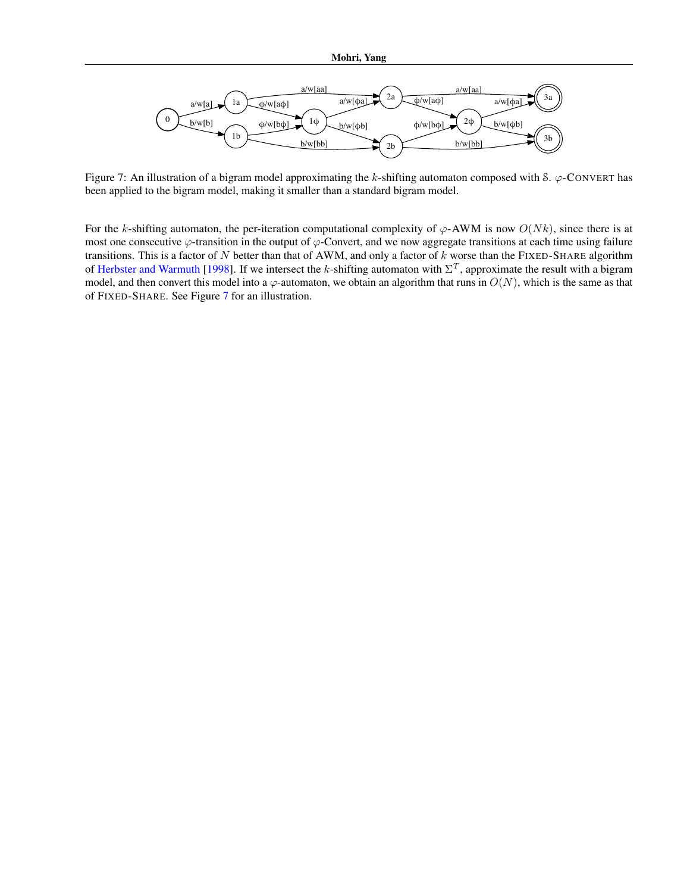Figure 7: An illustration of a bigram model approximating the $k$-shifting automaton composed with $\mathcal{S}$. $\varphi$-CONVERT has been applied to the bigram model, making it smaller than a standard bigram model.

For the $k$-shifting automaton, the per-iteration computational complexity of $\varphi$-AWM is now $O(Nk)$, since there is at most one consecutive $\varphi$-transition in the output of $\varphi$-Convert, and we now aggregate transitions at each time using failure transitions. This is a factor of $N$ better than that of AWM, and only a factor of $k$ worse than the FIXED-SHARE algorithm of Herbster and Warmuth [1998]. If we intersect the $k$-shifting automaton with $\Sigma^T$, approximate the result with a bigram model, and then convert this model into a $\varphi$-automaton, we obtain an algorithm that runs in $O(N)$, which is the same as that of FIXED-SHARE. See Figure 7 for an illustration.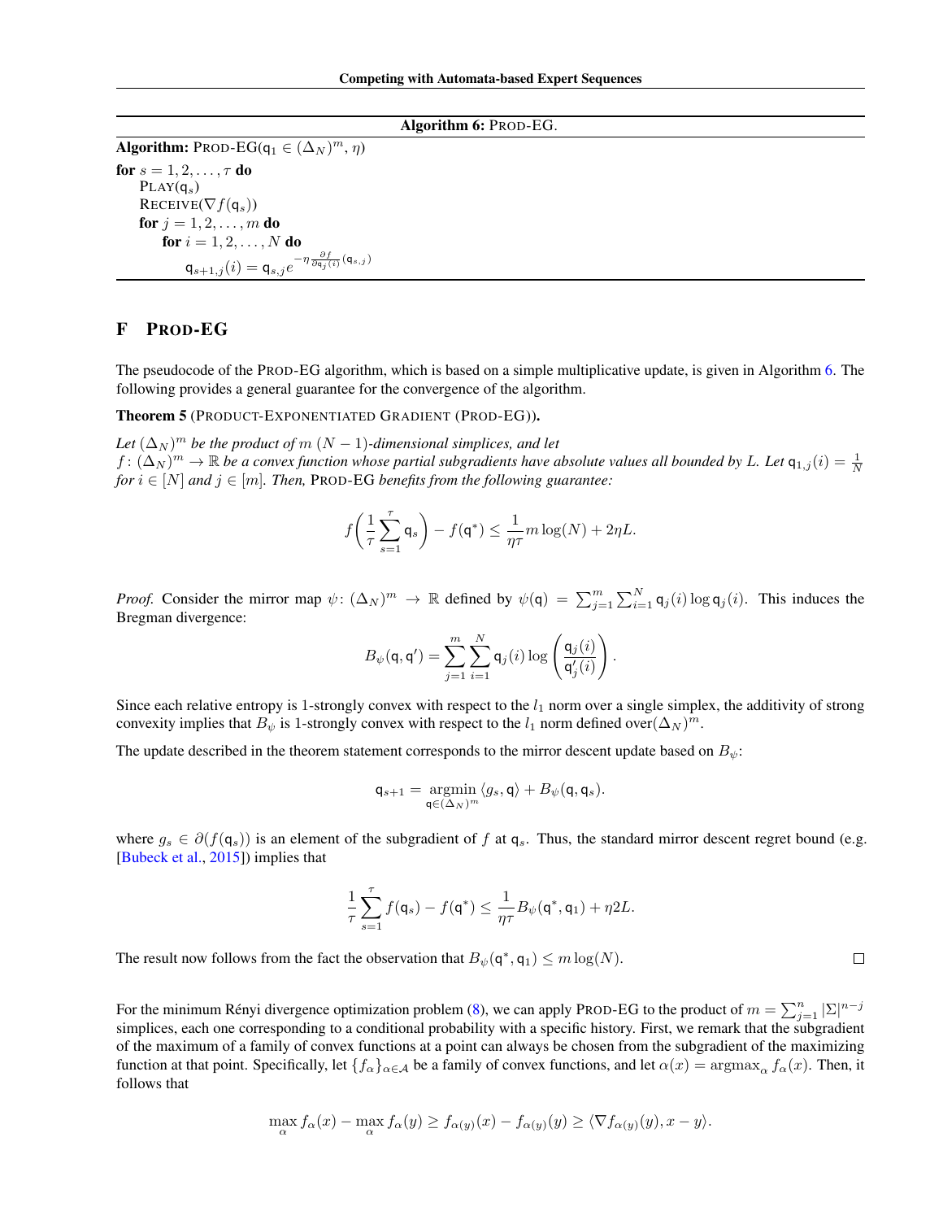**Algorithm 6:** PROD-EG.

**Algorithm:** PROD-EG($\mathsf{q}_1 \in (\Delta_N)^m$, $\eta$)

**for** $s = 1, 2, \ldots, \tau$ **do**
  PLAY($\mathsf{q}_s$)
  RECEIVE($\nabla f(\mathsf{q}_s)$)
  **for** $j = 1, 2, \ldots, m$ **do**
    **for** $i = 1, 2, \ldots, N$ **do**
      $\mathsf{q}_{s+1,j}(i) = \mathsf{q}_{s,j} e^{-\eta \frac{\partial f}{\partial \mathsf{q}_j(i)}(\mathsf{q}_{s,j})}$

# F PROD-EG

The pseudocode of the PROD-EG algorithm, which is based on a simple multiplicative update, is given in Algorithm 6. The following provides a general guarantee for the convergence of the algorithm.

**Theorem 5** (PRODUCT-EXPONENTIATED GRADIENT (PROD-EG))**.**

*Let $(\Delta_N)^m$ be the product of $m$ $(N-1)$-dimensional simplices, and let $f\colon (\Delta_N)^m \to \mathbb{R}$ be a convex function whose partial subgradients have absolute values all bounded by $L$. Let $\mathsf{q}_{1,j}(i) = \frac{1}{N}$ for $i \in [N]$ and $j \in [m]$. Then,* PROD-EG *benefits from the following guarantee:*

$$f\left(\frac{1}{\tau}\sum_{s=1}^{\tau} \mathsf{q}_s\right) - f(\mathsf{q}^*) \leq \frac{1}{\eta\tau} m \log(N) + 2\eta L.$$

*Proof.* Consider the mirror map $\psi\colon (\Delta_N)^m \to \mathbb{R}$ defined by $\psi(\mathsf{q}) = \sum_{j=1}^m \sum_{i=1}^N \mathsf{q}_j(i) \log \mathsf{q}_j(i)$. This induces the Bregman divergence:

$$B_\psi(\mathsf{q}, \mathsf{q}') = \sum_{j=1}^m \sum_{i=1}^N \mathsf{q}_j(i) \log\left(\frac{\mathsf{q}_j(i)}{\mathsf{q}'_j(i)}\right).$$

Since each relative entropy is 1-strongly convex with respect to the $l_1$ norm over a single simplex, the additivity of strong convexity implies that $B_\psi$ is 1-strongly convex with respect to the $l_1$ norm defined over$(\Delta_N)^m$.

The update described in the theorem statement corresponds to the mirror descent update based on $B_\psi$:

$$\mathsf{q}_{s+1} = \operatorname*{argmin}_{\mathsf{q} \in (\Delta_N)^m} \langle g_s, \mathsf{q} \rangle + B_\psi(\mathsf{q}, \mathsf{q}_s).$$

where $g_s \in \partial(f(\mathsf{q}_s))$ is an element of the subgradient of $f$ at $\mathsf{q}_s$. Thus, the standard mirror descent regret bound (e.g. [Bubeck et al., 2015]) implies that

$$\frac{1}{\tau}\sum_{s=1}^{\tau} f(\mathsf{q}_s) - f(\mathsf{q}^*) \leq \frac{1}{\eta\tau} B_\psi(\mathsf{q}^*, \mathsf{q}_1) + \eta 2L.$$

The result now follows from the fact the observation that $B_\psi(\mathsf{q}^*, \mathsf{q}_1) \leq m\log(N)$. ◻

For the minimum Rényi divergence optimization problem (8), we can apply PROD-EG to the product of $m = \sum_{j=1}^n |\Sigma|^{n-j}$ simplices, each one corresponding to a conditional probability with a specific history. First, we remark that the subgradient of the maximum of a family of convex functions at a point can always be chosen from the subgradient of the maximizing function at that point. Specifically, let $\{f_\alpha\}_{\alpha \in \mathcal{A}}$ be a family of convex functions, and let $\alpha(x) = \operatorname{argmax}_\alpha f_\alpha(x)$. Then, it follows that

$$\max_\alpha f_\alpha(x) - \max_\alpha f_\alpha(y) \geq f_{\alpha(y)}(x) - f_{\alpha(y)}(y) \geq \langle \nabla f_{\alpha(y)}(y), x - y \rangle.$$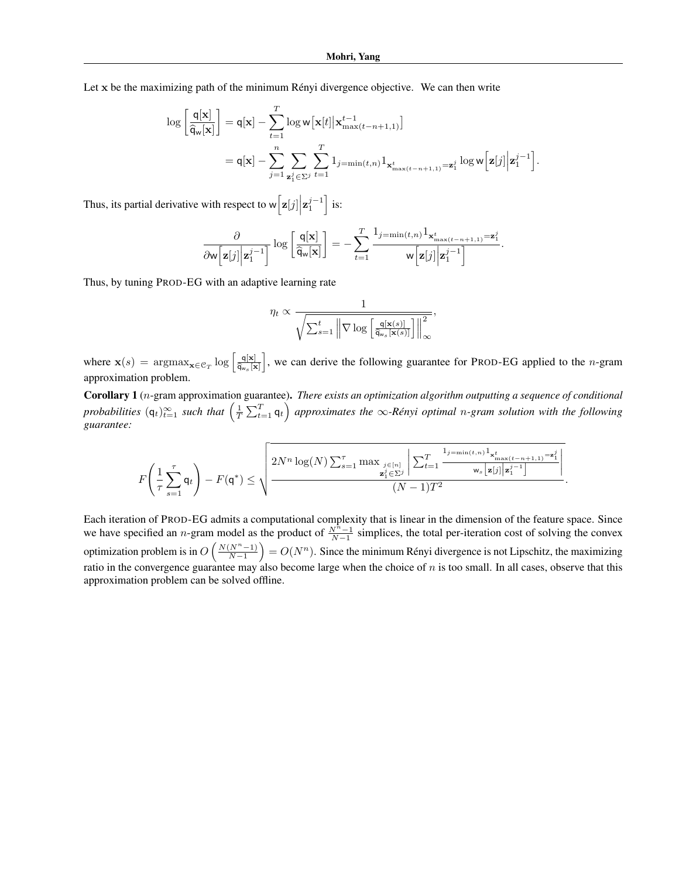Let $\mathbf{x}$ be the maximizing path of the minimum Rényi divergence objective. We can then write

$$\log\left[\frac{\mathsf{q}[\mathbf{x}]}{\widehat{\mathsf{q}}_{\mathsf{w}}[\mathbf{x}]}\right] = \mathsf{q}[\mathbf{x}] - \sum_{t=1}^{T} \log \mathsf{w}\big[\mathbf{x}[t]\big|\mathbf{x}_{\max(t-n+1,1)}^{t-1}\big]$$

$$= \mathsf{q}[\mathbf{x}] - \sum_{j=1}^{n} \sum_{\mathbf{z}_1^j \in \Sigma^j} \sum_{t=1}^{T} 1_{j=\min(t,n)} 1_{\mathbf{x}_{\max(t-n+1,1)}^{t} = \mathbf{z}_1^j} \log \mathsf{w}\Big[\mathbf{z}[j]\Big|\mathbf{z}_1^{j-1}\Big].$$

Thus, its partial derivative with respect to $\mathsf{w}\Big[\mathbf{z}[j]\Big|\mathbf{z}_1^{j-1}\Big]$ is:

$$\frac{\partial}{\partial \mathsf{w}\Big[\mathbf{z}[j]\Big|\mathbf{z}_1^{j-1}\Big]} \log\left[\frac{\mathsf{q}[\mathbf{x}]}{\widehat{\mathsf{q}}_{\mathsf{w}}[\mathbf{x}]}\right] = -\sum_{t=1}^{T} \frac{1_{j=\min(t,n)} 1_{\mathbf{x}_{\max(t-n+1,1)}^{t} = \mathbf{z}_1^j}}{\mathsf{w}\Big[\mathbf{z}[j]\Big|\mathbf{z}_1^{j-1}\Big]}.$$

Thus, by tuning PROD-EG with an adaptive learning rate

$$\eta_t \propto \frac{1}{\sqrt{\sum_{s=1}^{t} \left\| \nabla \log\left[\frac{\mathsf{q}[\mathbf{x}(s)]}{\widehat{\mathsf{q}}_{\mathsf{w}_s}[\mathbf{x}(s)]}\right] \right\|_\infty^2}},$$

where $\mathbf{x}(s) = \operatorname{argmax}_{\mathbf{x} \in \mathcal{C}_T} \log\left[\frac{\mathsf{q}[\mathbf{x}]}{\widehat{\mathsf{q}}_{\mathsf{w}_s}[\mathbf{x}]}\right]$, we can derive the following guarantee for PROD-EG applied to the $n$-gram approximation problem.

**Corollary 1** ($n$-gram approximation guarantee)**.** *There exists an optimization algorithm outputting a sequence of conditional probabilities $(\mathsf{q}_t)_{t=1}^{\infty}$ such that $\left(\frac{1}{T}\sum_{t=1}^{T}\mathsf{q}_t\right)$ approximates the $\infty$-Rényi optimal $n$-gram solution with the following guarantee:*

$$F\left(\frac{1}{\tau}\sum_{s=1}^{\tau} \mathsf{q}_t\right) - F(\mathsf{q}^*) \leq \sqrt{\frac{2N^n \log(N) \sum_{s=1}^{\tau} \max_{\substack{j \in [n] \\ \mathbf{z}_1^j \in \Sigma^j}} \left| \sum_{t=1}^{T} \frac{1_{j=\min(t,n)} 1_{\mathbf{x}_{\max(t-n+1,1)}^{t} = \mathbf{z}_1^j}}{\mathsf{w}_s\Big[\mathbf{z}[j]\Big|\mathbf{z}_1^{j-1}\Big]} \right|}{(N-1)T^2}}.$$

Each iteration of PROD-EG admits a computational complexity that is linear in the dimension of the feature space. Since we have specified an $n$-gram model as the product of $\frac{N^n-1}{N-1}$ simplices, the total per-iteration cost of solving the convex optimization problem is in $O\left(\frac{N(N^n-1)}{N-1}\right) = O(N^n)$. Since the minimum Rényi divergence is not Lipschitz, the maximizing ratio in the convergence guarantee may also become large when the choice of $n$ is too small. In all cases, observe that this approximation problem can be solved offline.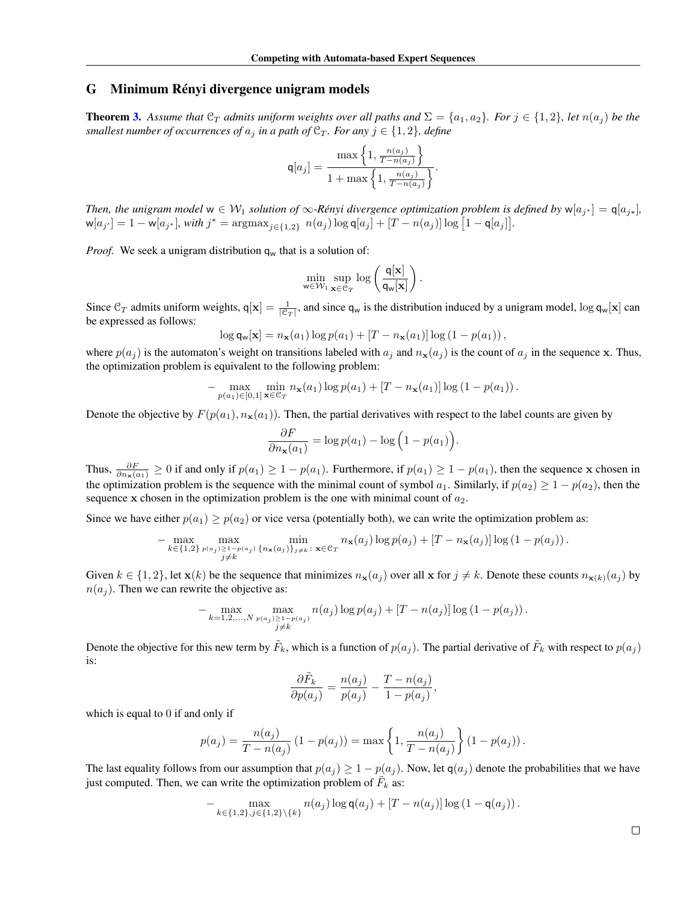## G Minimum Rényi divergence unigram models

**Theorem 3.** *Assume that $\mathcal{C}_T$ admits uniform weights over all paths and $\Sigma = \{a_1, a_2\}$. For $j \in \{1, 2\}$, let $n(a_j)$ be the smallest number of occurrences of $a_j$ in a path of $\mathcal{C}_T$. For any $j \in \{1, 2\}$, define*

$$\mathsf{q}[a_j] = \frac{\max\left\{1, \frac{n(a_j)}{T - n(a_j)}\right\}}{1 + \max\left\{1, \frac{n(a_j)}{T - n(a_j)}\right\}}.$$

*Then, the unigram model $\mathsf{w} \in \mathcal{W}_1$ solution of $\infty$-Rényi divergence optimization problem is defined by $\mathsf{w}[a_{j^*}] = \mathsf{q}[a_{j*}]$, $\mathsf{w}[a_{j'}] = 1 - \mathsf{w}[a_{j^*}]$, with $j^* = \operatorname{argmax}_{j \in \{1,2\}} n(a_j) \log \mathsf{q}[a_j] + [T - n(a_j)] \log\big[1 - \mathsf{q}[a_j]\big]$.*

*Proof.* We seek a unigram distribution $\mathsf{q}_\mathsf{w}$ that is a solution of:

$$\min_{\mathsf{w} \in \mathcal{W}_1} \sup_{\mathbf{x} \in \mathcal{C}_T} \log\left(\frac{\mathsf{q}[\mathbf{x}]}{\mathsf{q}_\mathsf{w}[\mathbf{x}]}\right).$$

Since $\mathcal{C}_T$ admits uniform weights, $\mathsf{q}[\mathbf{x}] = \frac{1}{|\mathcal{C}_T|}$, and since $\mathsf{q}_\mathsf{w}$ is the distribution induced by a unigram model, $\log \mathsf{q}_\mathsf{w}[\mathbf{x}]$ can be expressed as follows:

$$\log \mathsf{q}_\mathsf{w}[\mathbf{x}] = n_\mathbf{x}(a_1) \log p(a_1) + [T - n_\mathbf{x}(a_1)] \log\left(1 - p(a_1)\right),$$

where $p(a_j)$ is the automaton's weight on transitions labeled with $a_j$ and $n_\mathbf{x}(a_j)$ is the count of $a_j$ in the sequence $\mathbf{x}$. Thus, the optimization problem is equivalent to the following problem:

$$-\max_{p(a_1) \in [0,1]} \min_{\mathbf{x} \in \mathcal{C}_T} n_\mathbf{x}(a_1) \log p(a_1) + [T - n_\mathbf{x}(a_1)] \log\left(1 - p(a_1)\right).$$

Denote the objective by $F(p(a_1), n_\mathbf{x}(a_1))$. Then, the partial derivatives with respect to the label counts are given by

$$\frac{\partial F}{\partial n_\mathbf{x}(a_1)} = \log p(a_1) - \log\Big(1 - p(a_1)\Big).$$

Thus, $\frac{\partial F}{\partial n_\mathbf{x}(a_1)} \geq 0$ if and only if $p(a_1) \geq 1 - p(a_1)$. Furthermore, if $p(a_1) \geq 1 - p(a_1)$, then the sequence $\mathbf{x}$ chosen in the optimization problem is the sequence with the minimal count of symbol $a_1$. Similarly, if $p(a_2) \geq 1 - p(a_2)$, then the sequence $\mathbf{x}$ chosen in the optimization problem is the one with minimal count of $a_2$.

Since we have either $p(a_1) \geq p(a_2)$ or vice versa (potentially both), we can write the optimization problem as:

$$-\max_{k \in \{1,2\}} \max_{\substack{p(a_j) \geq 1 - p(a_j) \\ j \neq k}} \min_{\{n_\mathbf{x}(a_j)\}_{j \neq k} \colon \mathbf{x} \in \mathcal{C}_T} n_\mathbf{x}(a_j) \log p(a_j) + [T - n_\mathbf{x}(a_j)] \log\left(1 - p(a_j)\right).$$

Given $k \in \{1, 2\}$, let $\mathbf{x}(k)$ be the sequence that minimizes $n_\mathbf{x}(a_j)$ over all $\mathbf{x}$ for $j \neq k$. Denote these counts $n_{\mathbf{x}(k)}(a_j)$ by $n(a_j)$. Then we can rewrite the objective as:

$$-\max_{k = 1,2,\ldots,N} \max_{\substack{p(a_j) \geq 1 - p(a_j) \\ j \neq k}} n(a_j) \log p(a_j) + [T - n(a_j)] \log\left(1 - p(a_j)\right).$$

Denote the objective for this new term by $\tilde{F}_k$, which is a function of $p(a_j)$. The partial derivative of $\tilde{F}_k$ with respect to $p(a_j)$ is:

$$\frac{\partial \tilde{F}_k}{\partial p(a_j)} = \frac{n(a_j)}{p(a_j)} - \frac{T - n(a_j)}{1 - p(a_j)},$$

which is equal to 0 if and only if

$$p(a_j) = \frac{n(a_j)}{T - n(a_j)}\left(1 - p(a_j)\right) = \max\left\{1, \frac{n(a_j)}{T - n(a_j)}\right\}\left(1 - p(a_j)\right).$$

The last equality follows from our assumption that $p(a_j) \geq 1 - p(a_j)$. Now, let $\mathsf{q}(a_j)$ denote the probabilities that we have just computed. Then, we can write the optimization problem of $\tilde{F}_k$ as:

$$-\max_{k \in \{1,2\}, j \in \{1,2\} \setminus \{k\}} n(a_j) \log \mathsf{q}(a_j) + [T - n(a_j)] \log\left(1 - \mathsf{q}(a_j)\right).$$

□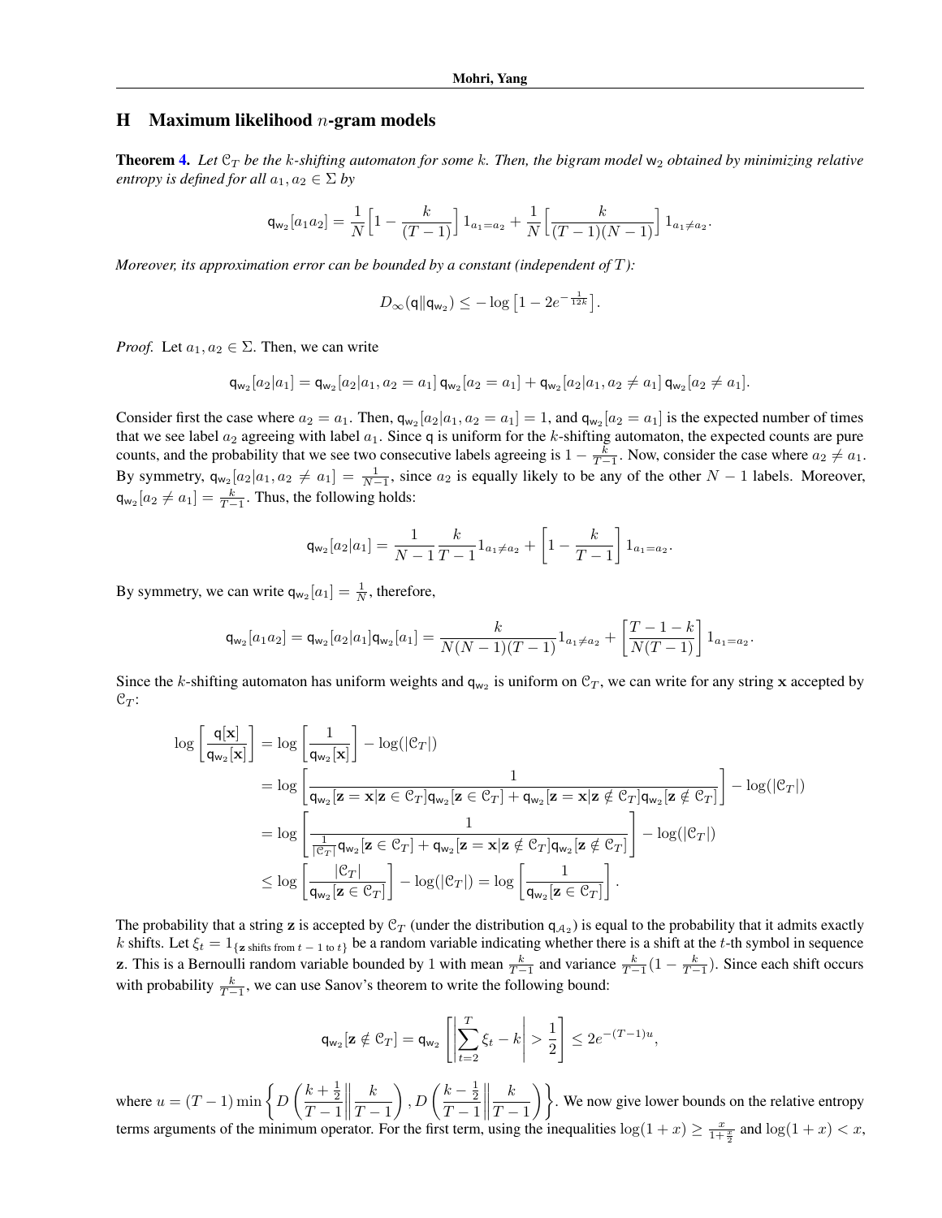## H Maximum likelihood $n$-gram models

**Theorem 4.** *Let $\mathcal{C}_T$ be the $k$-shifting automaton for some $k$. Then, the bigram model $\mathsf{w}_2$ obtained by minimizing relative entropy is defined for all $a_1, a_2 \in \Sigma$ by*

$$\mathsf{q}_{\mathsf{w}_2}[a_1 a_2] = \frac{1}{N}\Big[1 - \frac{k}{(T-1)}\Big]\, 1_{a_1 = a_2} + \frac{1}{N}\Big[\frac{k}{(T-1)(N-1)}\Big]\, 1_{a_1 \neq a_2}.$$

*Moreover, its approximation error can be bounded by a constant (independent of $T$):*

$$D_\infty(\mathsf{q} \| \mathsf{q}_{\mathsf{w}_2}) \leq -\log\big[1 - 2e^{-\frac{1}{12k}}\big].$$

*Proof.* Let $a_1, a_2 \in \Sigma$. Then, we can write

$$\mathsf{q}_{\mathsf{w}_2}[a_2 | a_1] = \mathsf{q}_{\mathsf{w}_2}[a_2 | a_1, a_2 = a_1]\, \mathsf{q}_{\mathsf{w}_2}[a_2 = a_1] + \mathsf{q}_{\mathsf{w}_2}[a_2 | a_1, a_2 \neq a_1]\, \mathsf{q}_{\mathsf{w}_2}[a_2 \neq a_1].$$

Consider first the case where $a_2 = a_1$. Then, $\mathsf{q}_{\mathsf{w}_2}[a_2 | a_1, a_2 = a_1] = 1$, and $\mathsf{q}_{\mathsf{w}_2}[a_2 = a_1]$ is the expected number of times that we see label $a_2$ agreeing with label $a_1$. Since $\mathsf{q}$ is uniform for the $k$-shifting automaton, the expected counts are pure counts, and the probability that we see two consecutive labels agreeing is $1 - \frac{k}{T-1}$. Now, consider the case where $a_2 \neq a_1$. By symmetry, $\mathsf{q}_{\mathsf{w}_2}[a_2 | a_1, a_2 \neq a_1] = \frac{1}{N-1}$, since $a_2$ is equally likely to be any of the other $N-1$ labels. Moreover, $\mathsf{q}_{\mathsf{w}_2}[a_2 \neq a_1] = \frac{k}{T-1}$. Thus, the following holds:

$$\mathsf{q}_{\mathsf{w}_2}[a_2 | a_1] = \frac{1}{N-1}\frac{k}{T-1} 1_{a_1 \neq a_2} + \left[1 - \frac{k}{T-1}\right] 1_{a_1 = a_2}.$$

By symmetry, we can write $\mathsf{q}_{\mathsf{w}_2}[a_1] = \frac{1}{N}$, therefore,

$$\mathsf{q}_{\mathsf{w}_2}[a_1 a_2] = \mathsf{q}_{\mathsf{w}_2}[a_2 | a_1]\mathsf{q}_{\mathsf{w}_2}[a_1] = \frac{k}{N(N-1)(T-1)} 1_{a_1 \neq a_2} + \left[\frac{T-1-k}{N(T-1)}\right] 1_{a_1 = a_2}.$$

Since the $k$-shifting automaton has uniform weights and $\mathsf{q}_{\mathsf{w}_2}$ is uniform on $\mathcal{C}_T$, we can write for any string $\mathbf{x}$ accepted by $\mathcal{C}_T$:

$$\begin{aligned}
\log\left[\frac{\mathsf{q}[\mathbf{x}]}{\mathsf{q}_{\mathsf{w}_2}[\mathbf{x}]}\right] &= \log\left[\frac{1}{\mathsf{q}_{\mathsf{w}_2}[\mathbf{x}]}\right] - \log(|\mathcal{C}_T|) \\
&= \log\left[\frac{1}{\mathsf{q}_{\mathsf{w}_2}[\mathbf{z} = \mathbf{x} | \mathbf{z} \in \mathcal{C}_T]\mathsf{q}_{\mathsf{w}_2}[\mathbf{z} \in \mathcal{C}_T] + \mathsf{q}_{\mathsf{w}_2}[\mathbf{z} = \mathbf{x} | \mathbf{z} \notin \mathcal{C}_T]\mathsf{q}_{\mathsf{w}_2}[\mathbf{z} \notin \mathcal{C}_T]}\right] - \log(|\mathcal{C}_T|) \\
&= \log\left[\frac{1}{\frac{1}{|\mathcal{C}_T|}\mathsf{q}_{\mathsf{w}_2}[\mathbf{z} \in \mathcal{C}_T] + \mathsf{q}_{\mathsf{w}_2}[\mathbf{z} = \mathbf{x} | \mathbf{z} \notin \mathcal{C}_T]\mathsf{q}_{\mathsf{w}_2}[\mathbf{z} \notin \mathcal{C}_T]}\right] - \log(|\mathcal{C}_T|) \\
&\leq \log\left[\frac{|\mathcal{C}_T|}{\mathsf{q}_{\mathsf{w}_2}[\mathbf{z} \in \mathcal{C}_T]}\right] - \log(|\mathcal{C}_T|) = \log\left[\frac{1}{\mathsf{q}_{\mathsf{w}_2}[\mathbf{z} \in \mathcal{C}_T]}\right].
\end{aligned}$$

The probability that a string $\mathbf{z}$ is accepted by $\mathcal{C}_T$ (under the distribution $\mathsf{q}_{\mathcal{A}_2}$) is equal to the probability that it admits exactly $k$ shifts. Let $\xi_t = 1_{\{\mathbf{z} \text{ shifts from } t-1 \text{ to } t\}}$ be a random variable indicating whether there is a shift at the $t$-th symbol in sequence $\mathbf{z}$. This is a Bernoulli random variable bounded by 1 with mean $\frac{k}{T-1}$ and variance $\frac{k}{T-1}(1 - \frac{k}{T-1})$. Since each shift occurs with probability $\frac{k}{T-1}$, we can use Sanov's theorem to write the following bound:

$$\mathsf{q}_{\mathsf{w}_2}[\mathbf{z} \notin \mathcal{C}_T] = \mathsf{q}_{\mathsf{w}_2}\left[\left|\sum_{t=2}^{T} \xi_t - k\right| > \frac{1}{2}\right] \leq 2e^{-(T-1)u},$$

where $u = (T-1)\min\left\{D\left(\frac{k+\frac{1}{2}}{T-1}\middle\|\frac{k}{T-1}\right), D\left(\frac{k-\frac{1}{2}}{T-1}\middle\|\frac{k}{T-1}\right)\right\}$. We now give lower bounds on the relative entropy terms arguments of the minimum operator. For the first term, using the inequalities $\log(1+x) \geq \frac{x}{1+\frac{x}{2}}$ and $\log(1+x) < x$,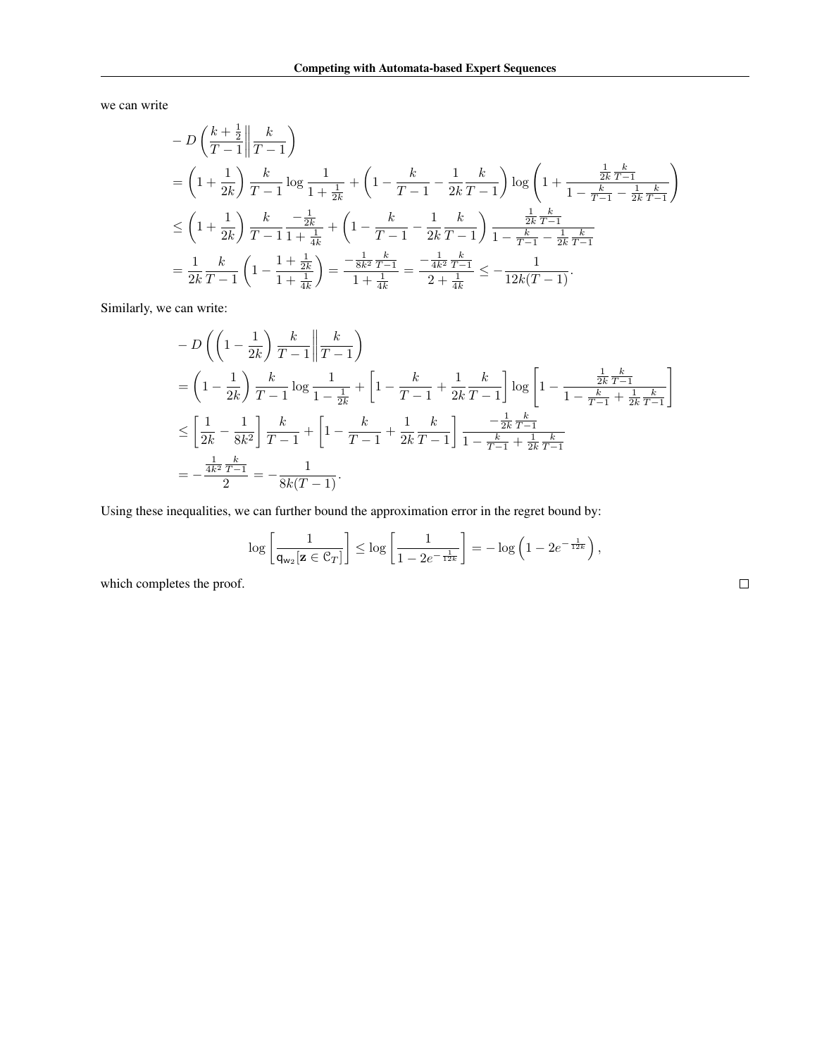we can write

$$
\begin{aligned}
& - D\left(\frac{k+\frac{1}{2}}{T-1}\middle\|\frac{k}{T-1}\right) \\
&= \left(1+\frac{1}{2k}\right)\frac{k}{T-1}\log\frac{1}{1+\frac{1}{2k}} + \left(1-\frac{k}{T-1}-\frac{1}{2k}\frac{k}{T-1}\right)\log\left(1+\frac{\frac{1}{2k}\frac{k}{T-1}}{1-\frac{k}{T-1}-\frac{1}{2k}\frac{k}{T-1}}\right) \\
&\leq \left(1+\frac{1}{2k}\right)\frac{k}{T-1}\frac{-\frac{1}{2k}}{1+\frac{1}{4k}} + \left(1-\frac{k}{T-1}-\frac{1}{2k}\frac{k}{T-1}\right)\frac{\frac{1}{2k}\frac{k}{T-1}}{1-\frac{k}{T-1}-\frac{1}{2k}\frac{k}{T-1}} \\
&= \frac{1}{2k}\frac{k}{T-1}\left(1-\frac{1+\frac{1}{2k}}{1+\frac{1}{4k}}\right) = \frac{-\frac{1}{8k^2}\frac{k}{T-1}}{1+\frac{1}{4k}} = \frac{-\frac{1}{4k^2}\frac{k}{T-1}}{2+\frac{1}{4k}} \leq -\frac{1}{12k(T-1)}.
\end{aligned}
$$

Similarly, we can write:

$$
\begin{aligned}
& - D\left(\left(1-\frac{1}{2k}\right)\frac{k}{T-1}\middle\|\frac{k}{T-1}\right) \\
&= \left(1-\frac{1}{2k}\right)\frac{k}{T-1}\log\frac{1}{1-\frac{1}{2k}} + \left[1-\frac{k}{T-1}+\frac{1}{2k}\frac{k}{T-1}\right]\log\left[1-\frac{\frac{1}{2k}\frac{k}{T-1}}{1-\frac{k}{T-1}+\frac{1}{2k}\frac{k}{T-1}}\right] \\
&\leq \left[\frac{1}{2k}-\frac{1}{8k^2}\right]\frac{k}{T-1} + \left[1-\frac{k}{T-1}+\frac{1}{2k}\frac{k}{T-1}\right]\frac{-\frac{1}{2k}\frac{k}{T-1}}{1-\frac{k}{T-1}+\frac{1}{2k}\frac{k}{T-1}} \\
&= -\frac{\frac{1}{4k^2}\frac{k}{T-1}}{2} = -\frac{1}{8k(T-1)}.
\end{aligned}
$$

Using these inequalities, we can further bound the approximation error in the regret bound by:

$$
\log\left[\frac{1}{\mathsf{q}_{\mathsf{w}_2}[\mathbf{z}\in\mathcal{C}_T]}\right] \leq \log\left[\frac{1}{1-2e^{-\frac{1}{12k}}}\right] = -\log\left(1-2e^{-\frac{1}{12k}}\right),
$$

which completes the proof. □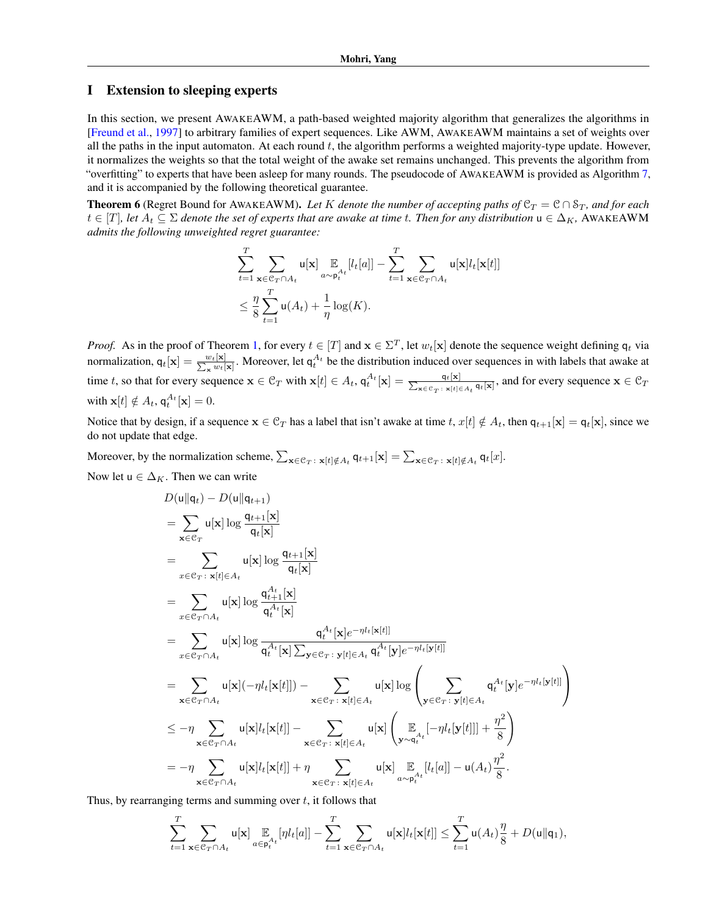# I Extension to sleeping experts

In this section, we present AWAKEAWM, a path-based weighted majority algorithm that generalizes the algorithms in [Freund et al., 1997] to arbitrary families of expert sequences. Like AWM, AWAKEAWM maintains a set of weights over all the paths in the input automaton. At each round $t$, the algorithm performs a weighted majority-type update. However, it normalizes the weights so that the total weight of the awake set remains unchanged. This prevents the algorithm from "overfitting" to experts that have been asleep for many rounds. The pseudocode of AWAKEAWM is provided as Algorithm 7, and it is accompanied by the following theoretical guarantee.

**Theorem 6** (Regret Bound for AWAKEAWM)**.** *Let $K$ denote the number of accepting paths of $\mathcal{C}_T = \mathcal{C} \cap \mathcal{S}_T$, and for each $t \in [T]$, let $A_t \subseteq \Sigma$ denote the set of experts that are awake at time $t$. Then for any distribution $\mathsf{u} \in \Delta_K$,* AWAKEAWM *admits the following unweighted regret guarantee:*

$$\sum_{t=1}^{T} \sum_{\mathbf{x} \in \mathcal{C}_T \cap A_t} \mathsf{u}[\mathbf{x}] \operatorname*{\mathbb{E}}_{a \sim \mathsf{p}_t^{A_t}}[l_t[a]] - \sum_{t=1}^{T} \sum_{\mathbf{x} \in \mathcal{C}_T \cap A_t} \mathsf{u}[\mathbf{x}] l_t[\mathbf{x}[t]]$$
$$\leq \frac{\eta}{8} \sum_{t=1}^{T} \mathsf{u}(A_t) + \frac{1}{\eta} \log(K).$$

*Proof.* As in the proof of Theorem 1, for every $t \in [T]$ and $\mathbf{x} \in \Sigma^T$, let $w_t[\mathbf{x}]$ denote the sequence weight defining $\mathsf{q}_t$ via normalization, $\mathsf{q}_t[\mathbf{x}] = \frac{w_t[\mathbf{x}]}{\sum_{\mathbf{x}} w_t[\mathbf{x}]}$. Moreover, let $\mathsf{q}_t^{A_t}$ be the distribution induced over sequences in with labels that awake at time $t$, so that for every sequence $\mathbf{x} \in \mathcal{C}_T$ with $\mathbf{x}[t] \in A_t$, $\mathsf{q}_t^{A_t}[\mathbf{x}] = \frac{\mathsf{q}_t[\mathbf{x}]}{\sum_{\mathbf{x} \in \mathcal{C}_T \colon \mathbf{x}[t] \in A_t} \mathsf{q}_t[\mathbf{x}]}$, and for every sequence $\mathbf{x} \in \mathcal{C}_T$ with $\mathbf{x}[t] \notin A_t$, $\mathsf{q}_t^{A_t}[\mathbf{x}] = 0$.

Notice that by design, if a sequence $\mathbf{x} \in \mathcal{C}_T$ has a label that isn't awake at time $t$, $x[t] \notin A_t$, then $\mathsf{q}_{t+1}[\mathbf{x}] = \mathsf{q}_t[\mathbf{x}]$, since we do not update that edge.

Moreover, by the normalization scheme, $\sum_{\mathbf{x} \in \mathcal{C}_T \colon \mathbf{x}[t] \notin A_t} \mathsf{q}_{t+1}[\mathbf{x}] = \sum_{\mathbf{x} \in \mathcal{C}_T \colon \mathbf{x}[t] \notin A_t} \mathsf{q}_t[x]$.

Now let $\mathsf{u} \in \Delta_K$. Then we can write

$$\begin{aligned}
& D(\mathsf{u} \| \mathsf{q}_t) - D(\mathsf{u} \| \mathsf{q}_{t+1}) \\
&= \sum_{\mathbf{x} \in \mathcal{C}_T} \mathsf{u}[\mathbf{x}] \log \frac{\mathsf{q}_{t+1}[\mathbf{x}]}{\mathsf{q}_t[\mathbf{x}]} \\
&= \sum_{x \in \mathcal{C}_T \colon \mathbf{x}[t] \in A_t} \mathsf{u}[\mathbf{x}] \log \frac{\mathsf{q}_{t+1}[\mathbf{x}]}{\mathsf{q}_t[\mathbf{x}]} \\
&= \sum_{x \in \mathcal{C}_T \cap A_t} \mathsf{u}[\mathbf{x}] \log \frac{\mathsf{q}_{t+1}^{A_t}[\mathbf{x}]}{\mathsf{q}_t^{A_t}[\mathbf{x}]} \\
&= \sum_{x \in \mathcal{C}_T \cap A_t} \mathsf{u}[\mathbf{x}] \log \frac{\mathsf{q}_t^{A_t}[\mathbf{x}] e^{-\eta l_t[\mathbf{x}[t]]}}{\mathsf{q}_t^{A_t}[\mathbf{x}] \sum_{\mathbf{y} \in \mathcal{C}_T \colon \mathbf{y}[t] \in A_t} \mathsf{q}_t^{A_t}[\mathbf{y}] e^{-\eta l_t[\mathbf{y}[t]]}} \\
&= \sum_{\mathbf{x} \in \mathcal{C}_T \cap A_t} \mathsf{u}[\mathbf{x}](-\eta l_t[\mathbf{x}[t]]) - \sum_{\mathbf{x} \in \mathcal{C}_T \colon \mathbf{x}[t] \in A_t} \mathsf{u}[\mathbf{x}] \log \left( \sum_{\mathbf{y} \in \mathcal{C}_T \colon \mathbf{y}[t] \in A_t} \mathsf{q}_t^{A_t}[\mathbf{y}] e^{-\eta l_t[\mathbf{y}[t]]} \right) \\
&\leq -\eta \sum_{\mathbf{x} \in \mathcal{C}_T \cap A_t} \mathsf{u}[\mathbf{x}] l_t[\mathbf{x}[t]] - \sum_{\mathbf{x} \in \mathcal{C}_T \colon \mathbf{x}[t] \in A_t} \mathsf{u}[\mathbf{x}] \left( \operatorname*{\mathbb{E}}_{\mathbf{y} \sim \mathsf{q}_t^{A_t}}[-\eta l_t[\mathbf{y}[t]]] + \frac{\eta^2}{8} \right) \\
&= -\eta \sum_{\mathbf{x} \in \mathcal{C}_T \cap A_t} \mathsf{u}[\mathbf{x}] l_t[\mathbf{x}[t]] + \eta \sum_{\mathbf{x} \in \mathcal{C}_T \colon \mathbf{x}[t] \in A_t} \mathsf{u}[\mathbf{x}] \operatorname*{\mathbb{E}}_{a \sim \mathsf{p}_t^{A_t}}[l_t[a]] - \mathsf{u}(A_t) \frac{\eta^2}{8}.
\end{aligned}$$

Thus, by rearranging terms and summing over $t$, it follows that

$$\sum_{t=1}^{T} \sum_{\mathbf{x} \in \mathcal{C}_T \cap A_t} \mathsf{u}[\mathbf{x}] \operatorname*{\mathbb{E}}_{a \in \mathsf{p}_t^{A_t}}[\eta l_t[a]] - \sum_{t=1}^{T} \sum_{\mathbf{x} \in \mathcal{C}_T \cap A_t} \mathsf{u}[\mathbf{x}] l_t[\mathbf{x}[t]] \leq \sum_{t=1}^{T} \mathsf{u}(A_t) \frac{\eta}{8} + D(\mathsf{u} \| \mathsf{q}_1),$$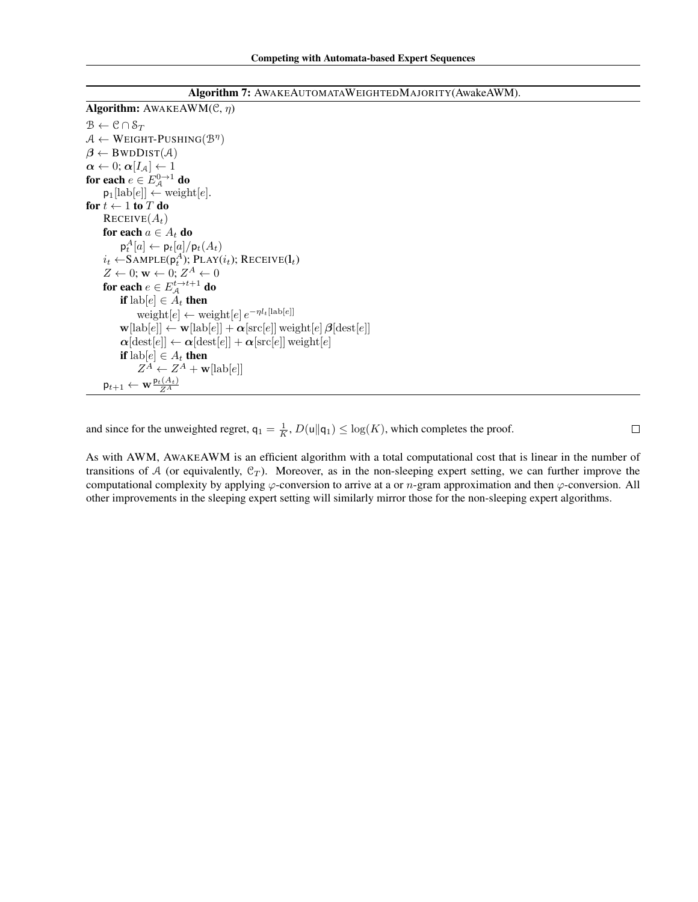**Algorithm 7:** AwakeAutomataWeightedMajority(AwakeAWM).

```
Algorithm: AwakeAWM(𝒞, η)
ℬ ← 𝒞 ∩ 𝒮_T
𝒜 ← Weight-Pushing(ℬ^η)
β ← BwdDist(𝒜)
α ← 0; α[I_𝒜] ← 1
for each e ∈ E_𝒜^{0→1} do
    p_1[lab[e]] ← weight[e].
for t ← 1 to T do
    Receive(A_t)
    for each a ∈ A_t do
        p_t^A[a] ← p_t[a]/p_t(A_t)
    i_t ← Sample(p_t^A); Play(i_t); Receive(l_t)
    Z ← 0; w ← 0; Z^A ← 0
    for each e ∈ E_𝒜^{t→t+1} do
        if lab[e] ∈ A_t then
            weight[e] ← weight[e] e^{−η l_t[lab[e]]}
        w[lab[e]] ← w[lab[e]] + α[src[e]] weight[e] β[dest[e]]
        α[dest[e]] ← α[dest[e]] + α[src[e]] weight[e]
        if lab[e] ∈ A_t then
            Z^A ← Z^A + w[lab[e]]
    p_{t+1} ← w p_t(A_t) / Z^A
```

and since for the unweighted regret, $\mathsf{q}_1 = \frac{1}{K}$, $D(\mathsf{u} \| \mathsf{q}_1) \leq \log(K)$, which completes the proof. □

As with AWM, AwakeAWM is an efficient algorithm with a total computational cost that is linear in the number of transitions of $\mathcal{A}$ (or equivalently, $\mathcal{C}_T$). Moreover, as in the non-sleeping expert setting, we can further improve the computational complexity by applying $\varphi$-conversion to arrive at a or $n$-gram approximation and then $\varphi$-conversion. All other improvements in the sleeping expert setting will similarly mirror those for the non-sleeping expert algorithms.